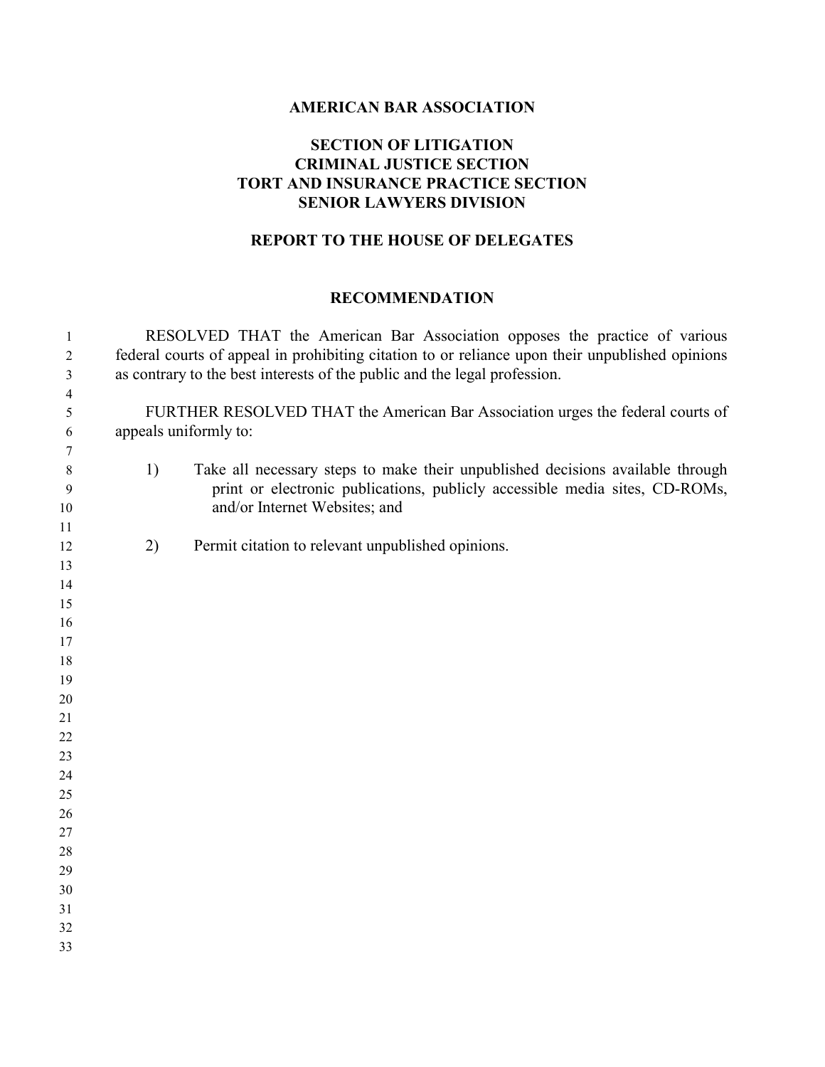**AMERICAN BAR ASSOCIATION**

**SECTION OF LITIGATION**
**CRIMINAL JUSTICE SECTION**
**TORT AND INSURANCE PRACTICE SECTION**
**SENIOR LAWYERS DIVISION**

**REPORT TO THE HOUSE OF DELEGATES**

## RECOMMENDATION

RESOLVED THAT the American Bar Association opposes the practice of various federal courts of appeal in prohibiting citation to or reliance upon their unpublished opinions as contrary to the best interests of the public and the legal profession.

FURTHER RESOLVED THAT the American Bar Association urges the federal courts of appeals uniformly to:

1) Take all necessary steps to make their unpublished decisions available through print or electronic publications, publicly accessible media sites, CD-ROMs, and/or Internet Websites; and

2) Permit citation to relevant unpublished opinions.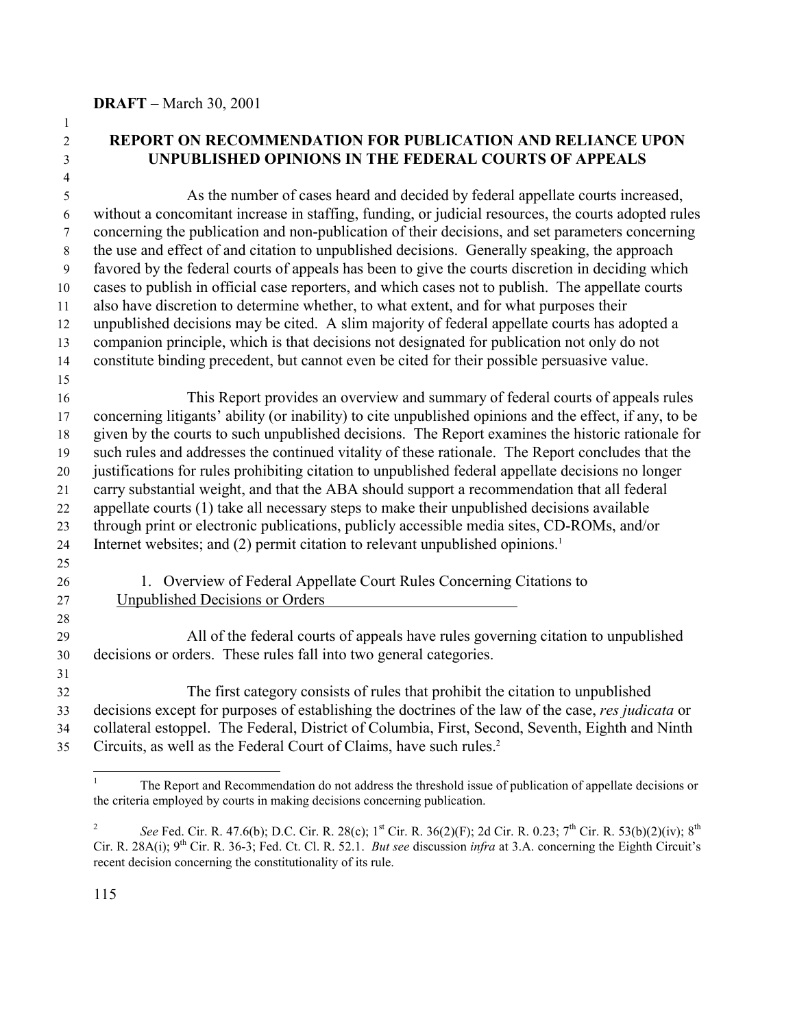**DRAFT** – March 30, 2001

**REPORT ON RECOMMENDATION FOR PUBLICATION AND RELIANCE UPON UNPUBLISHED OPINIONS IN THE FEDERAL COURTS OF APPEALS**

As the number of cases heard and decided by federal appellate courts increased, without a concomitant increase in staffing, funding, or judicial resources, the courts adopted rules concerning the publication and non-publication of their decisions, and set parameters concerning the use and effect of and citation to unpublished decisions. Generally speaking, the approach favored by the federal courts of appeals has been to give the courts discretion in deciding which cases to publish in official case reporters, and which cases not to publish. The appellate courts also have discretion to determine whether, to what extent, and for what purposes their unpublished decisions may be cited. A slim majority of federal appellate courts has adopted a companion principle, which is that decisions not designated for publication not only do not constitute binding precedent, but cannot even be cited for their possible persuasive value.

This Report provides an overview and summary of federal courts of appeals rules concerning litigants' ability (or inability) to cite unpublished opinions and the effect, if any, to be given by the courts to such unpublished decisions. The Report examines the historic rationale for such rules and addresses the continued vitality of these rationale. The Report concludes that the justifications for rules prohibiting citation to unpublished federal appellate decisions no longer carry substantial weight, and that the ABA should support a recommendation that all federal appellate courts (1) take all necessary steps to make their unpublished decisions available through print or electronic publications, publicly accessible media sites, CD-ROMs, and/or Internet websites; and (2) permit citation to relevant unpublished opinions.[1]

1. Overview of Federal Appellate Court Rules Concerning Citations to Unpublished Decisions or Orders

All of the federal courts of appeals have rules governing citation to unpublished decisions or orders. These rules fall into two general categories.

The first category consists of rules that prohibit the citation to unpublished decisions except for purposes of establishing the doctrines of the law of the case, *res judicata* or collateral estoppel. The Federal, District of Columbia, First, Second, Seventh, Eighth and Ninth Circuits, as well as the Federal Court of Claims, have such rules.[2]

---

[1] The Report and Recommendation do not address the threshold issue of publication of appellate decisions or the criteria employed by courts in making decisions concerning publication.

[2] *See* Fed. Cir. R. 47.6(b); D.C. Cir. R. 28(c); 1st Cir. R. 36(2)(F); 2d Cir. R. 0.23; 7th Cir. R. 53(b)(2)(iv); 8th Cir. R. 28A(i); 9th Cir. R. 36-3; Fed. Ct. Cl. R. 52.1. *But see* discussion *infra* at 3.A. concerning the Eighth Circuit's recent decision concerning the constitutionality of its rule.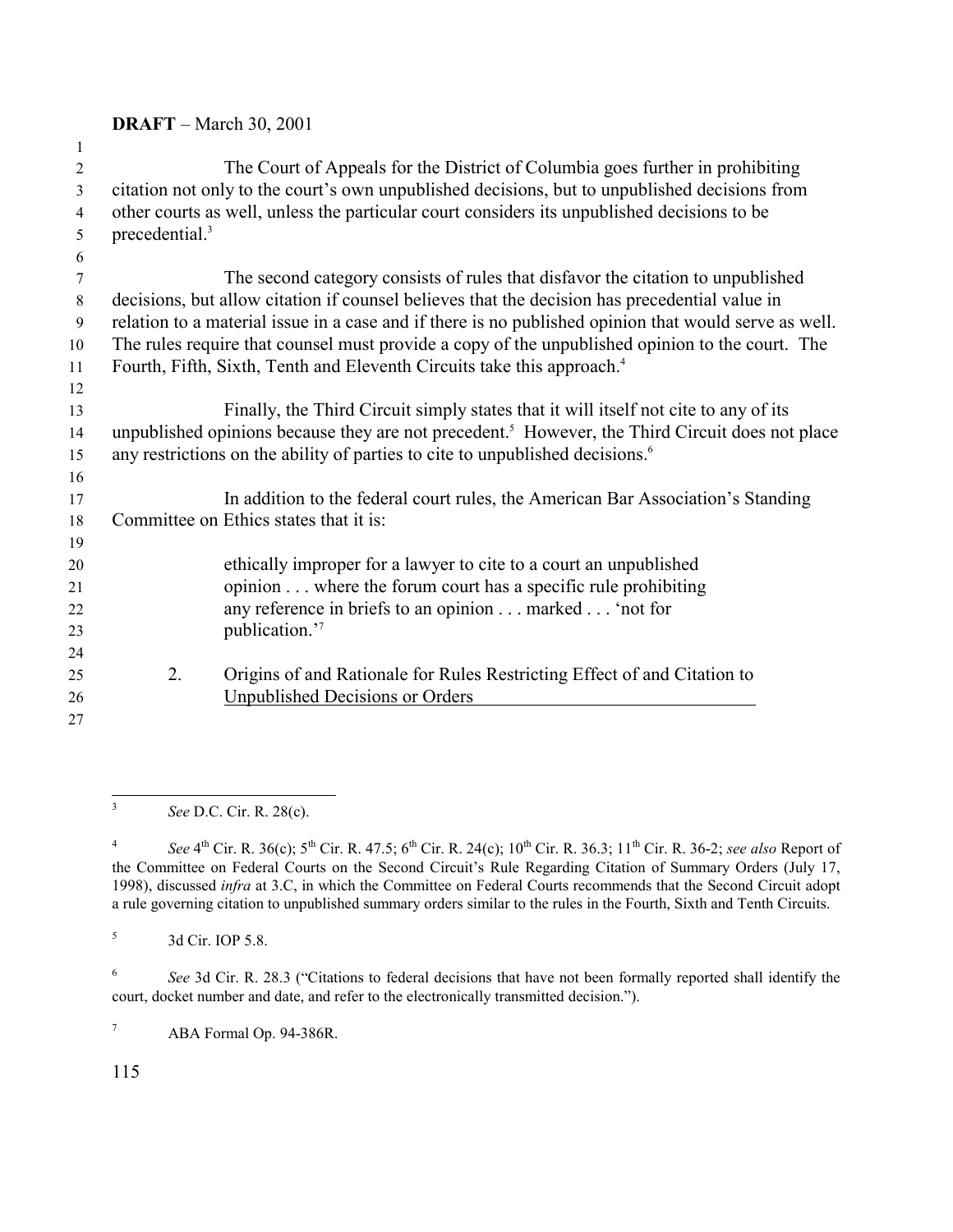The Court of Appeals for the District of Columbia goes further in prohibiting citation not only to the court's own unpublished decisions, but to unpublished decisions from other courts as well, unless the particular court considers its unpublished decisions to be precedential.[3]

The second category consists of rules that disfavor the citation to unpublished decisions, but allow citation if counsel believes that the decision has precedential value in relation to a material issue in a case and if there is no published opinion that would serve as well. The rules require that counsel must provide a copy of the unpublished opinion to the court. The Fourth, Fifth, Sixth, Tenth and Eleventh Circuits take this approach.[4]

Finally, the Third Circuit simply states that it will itself not cite to any of its unpublished opinions because they are not precedent.[5] However, the Third Circuit does not place any restrictions on the ability of parties to cite to unpublished decisions.[6]

In addition to the federal court rules, the American Bar Association's Standing Committee on Ethics states that it is:

> ethically improper for a lawyer to cite to a court an unpublished opinion . . . where the forum court has a specific rule prohibiting any reference in briefs to an opinion . . . marked . . . 'not for publication.'[7]

2. Origins of and Rationale for Rules Restricting Effect of and Citation to Unpublished Decisions or Orders

---

[3] *See* D.C. Cir. R. 28(c).

[4] *See* 4th Cir. R. 36(c); 5th Cir. R. 47.5; 6th Cir. R. 24(c); 10th Cir. R. 36.3; 11th Cir. R. 36-2; *see also* Report of the Committee on Federal Courts on the Second Circuit's Rule Regarding Citation of Summary Orders (July 17, 1998), discussed *infra* at 3.C, in which the Committee on Federal Courts recommends that the Second Circuit adopt a rule governing citation to unpublished summary orders similar to the rules in the Fourth, Sixth and Tenth Circuits.

[5] 3d Cir. IOP 5.8.

[6] *See* 3d Cir. R. 28.3 ("Citations to federal decisions that have not been formally reported shall identify the court, docket number and date, and refer to the electronically transmitted decision.").

[7] ABA Formal Op. 94-386R.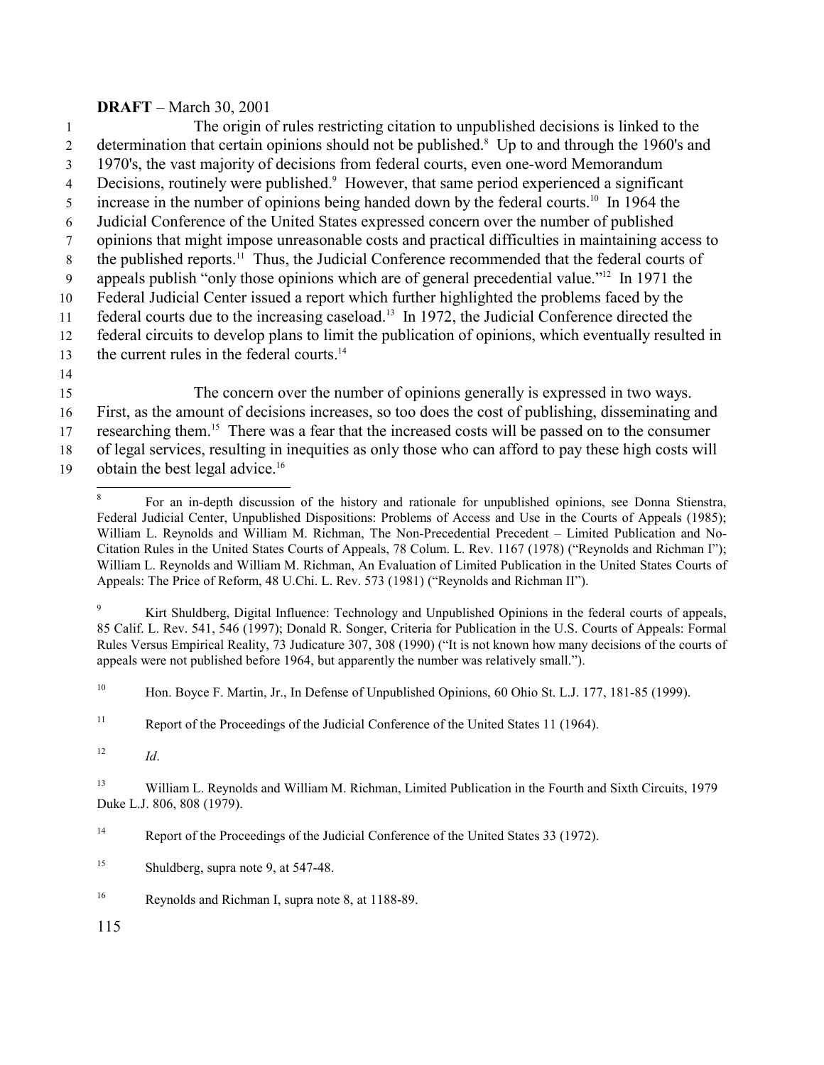The origin of rules restricting citation to unpublished decisions is linked to the determination that certain opinions should not be published.[8] Up to and through the 1960's and 1970's, the vast majority of decisions from federal courts, even one-word Memorandum Decisions, routinely were published.[9] However, that same period experienced a significant increase in the number of opinions being handed down by the federal courts.[10] In 1964 the Judicial Conference of the United States expressed concern over the number of published opinions that might impose unreasonable costs and practical difficulties in maintaining access to the published reports.[11] Thus, the Judicial Conference recommended that the federal courts of appeals publish "only those opinions which are of general precedential value."[12] In 1971 the Federal Judicial Center issued a report which further highlighted the problems faced by the federal courts due to the increasing caseload.[13] In 1972, the Judicial Conference directed the federal circuits to develop plans to limit the publication of opinions, which eventually resulted in the current rules in the federal courts.[14]

The concern over the number of opinions generally is expressed in two ways. First, as the amount of decisions increases, so too does the cost of publishing, disseminating and researching them.[15] There was a fear that the increased costs will be passed on to the consumer of legal services, resulting in inequities as only those who can afford to pay these high costs will obtain the best legal advice.[16]

---

[8] For an in-depth discussion of the history and rationale for unpublished opinions, see Donna Stienstra, Federal Judicial Center, Unpublished Dispositions: Problems of Access and Use in the Courts of Appeals (1985); William L. Reynolds and William M. Richman, The Non-Precedential Precedent – Limited Publication and No-Citation Rules in the United States Courts of Appeals, 78 Colum. L. Rev. 1167 (1978) ("Reynolds and Richman I"); William L. Reynolds and William M. Richman, An Evaluation of Limited Publication in the United States Courts of Appeals: The Price of Reform, 48 U.Chi. L. Rev. 573 (1981) ("Reynolds and Richman II").

[9] Kirt Shuldberg, Digital Influence: Technology and Unpublished Opinions in the federal courts of appeals, 85 Calif. L. Rev. 541, 546 (1997); Donald R. Songer, Criteria for Publication in the U.S. Courts of Appeals: Formal Rules Versus Empirical Reality, 73 Judicature 307, 308 (1990) ("It is not known how many decisions of the courts of appeals were not published before 1964, but apparently the number was relatively small.").

[10] Hon. Boyce F. Martin, Jr., In Defense of Unpublished Opinions, 60 Ohio St. L.J. 177, 181-85 (1999).

[11] Report of the Proceedings of the Judicial Conference of the United States 11 (1964).

[12] *Id*.

[13] William L. Reynolds and William M. Richman, Limited Publication in the Fourth and Sixth Circuits, 1979 Duke L.J. 806, 808 (1979).

[14] Report of the Proceedings of the Judicial Conference of the United States 33 (1972).

[15] Shuldberg, supra note 9, at 547-48.

[16] Reynolds and Richman I, supra note 8, at 1188-89.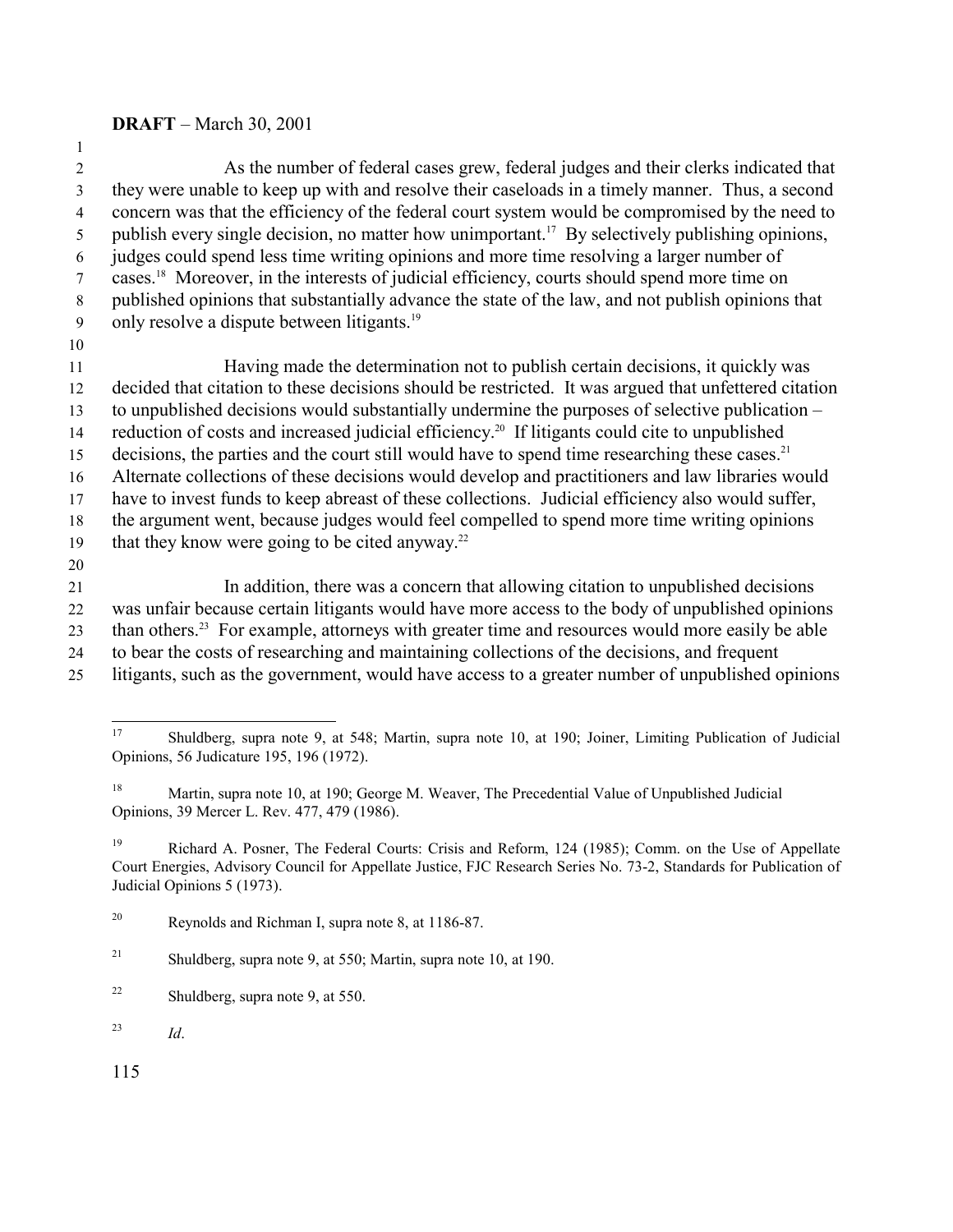As the number of federal cases grew, federal judges and their clerks indicated that they were unable to keep up with and resolve their caseloads in a timely manner. Thus, a second concern was that the efficiency of the federal court system would be compromised by the need to publish every single decision, no matter how unimportant.[17] By selectively publishing opinions, judges could spend less time writing opinions and more time resolving a larger number of cases.[18] Moreover, in the interests of judicial efficiency, courts should spend more time on published opinions that substantially advance the state of the law, and not publish opinions that only resolve a dispute between litigants.[19]

Having made the determination not to publish certain decisions, it quickly was decided that citation to these decisions should be restricted. It was argued that unfettered citation to unpublished decisions would substantially undermine the purposes of selective publication – reduction of costs and increased judicial efficiency.[20] If litigants could cite to unpublished decisions, the parties and the court still would have to spend time researching these cases.[21] Alternate collections of these decisions would develop and practitioners and law libraries would have to invest funds to keep abreast of these collections. Judicial efficiency also would suffer, the argument went, because judges would feel compelled to spend more time writing opinions that they know were going to be cited anyway.[22]

In addition, there was a concern that allowing citation to unpublished decisions was unfair because certain litigants would have more access to the body of unpublished opinions than others.[23] For example, attorneys with greater time and resources would more easily be able to bear the costs of researching and maintaining collections of the decisions, and frequent litigants, such as the government, would have access to a greater number of unpublished opinions

---

[17] Shuldberg, supra note 9, at 548; Martin, supra note 10, at 190; Joiner, Limiting Publication of Judicial Opinions, 56 Judicature 195, 196 (1972).

[18] Martin, supra note 10, at 190; George M. Weaver, The Precedential Value of Unpublished Judicial Opinions, 39 Mercer L. Rev. 477, 479 (1986).

[19] Richard A. Posner, The Federal Courts: Crisis and Reform, 124 (1985); Comm. on the Use of Appellate Court Energies, Advisory Council for Appellate Justice, FJC Research Series No. 73-2, Standards for Publication of Judicial Opinions 5 (1973).

[20] Reynolds and Richman I, supra note 8, at 1186-87.

[21] Shuldberg, supra note 9, at 550; Martin, supra note 10, at 190.

[22] Shuldberg, supra note 9, at 550.

[23] *Id*.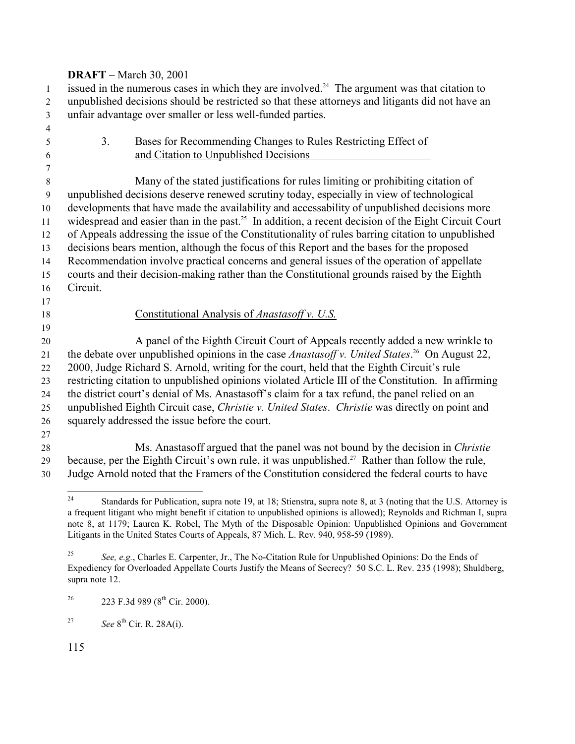**DRAFT** – March 30, 2001

issued in the numerous cases in which they are involved.[24] The argument was that citation to unpublished decisions should be restricted so that these attorneys and litigants did not have an unfair advantage over smaller or less well-funded parties.

3. Bases for Recommending Changes to Rules Restricting Effect of and Citation to Unpublished Decisions

Many of the stated justifications for rules limiting or prohibiting citation of unpublished decisions deserve renewed scrutiny today, especially in view of technological developments that have made the availability and accessability of unpublished decisions more widespread and easier than in the past.[25] In addition, a recent decision of the Eight Circuit Court of Appeals addressing the issue of the Constitutionality of rules barring citation to unpublished decisions bears mention, although the focus of this Report and the bases for the proposed Recommendation involve practical concerns and general issues of the operation of appellate courts and their decision-making rather than the Constitutional grounds raised by the Eighth Circuit.

Constitutional Analysis of *Anastasoff v. U.S.*

A panel of the Eighth Circuit Court of Appeals recently added a new wrinkle to the debate over unpublished opinions in the case *Anastasoff v. United States*.[26] On August 22, 2000, Judge Richard S. Arnold, writing for the court, held that the Eighth Circuit's rule restricting citation to unpublished opinions violated Article III of the Constitution. In affirming the district court's denial of Ms. Anastasoff's claim for a tax refund, the panel relied on an unpublished Eighth Circuit case, *Christie v. United States*. *Christie* was directly on point and squarely addressed the issue before the court.

Ms. Anastasoff argued that the panel was not bound by the decision in *Christie* because, per the Eighth Circuit's own rule, it was unpublished.[27] Rather than follow the rule, Judge Arnold noted that the Framers of the Constitution considered the federal courts to have

---

[24] Standards for Publication, supra note 19, at 18; Stienstra, supra note 8, at 3 (noting that the U.S. Attorney is a frequent litigant who might benefit if citation to unpublished opinions is allowed); Reynolds and Richman I, supra note 8, at 1179; Lauren K. Robel, The Myth of the Disposable Opinion: Unpublished Opinions and Government Litigants in the United States Courts of Appeals, 87 Mich. L. Rev. 940, 958-59 (1989).

[25] *See, e.g.*, Charles E. Carpenter, Jr., The No-Citation Rule for Unpublished Opinions: Do the Ends of Expediency for Overloaded Appellate Courts Justify the Means of Secrecy? 50 S.C. L. Rev. 235 (1998); Shuldberg, supra note 12.

[26] 223 F.3d 989 (8th Cir. 2000).

[27] *See* 8th Cir. R. 28A(i).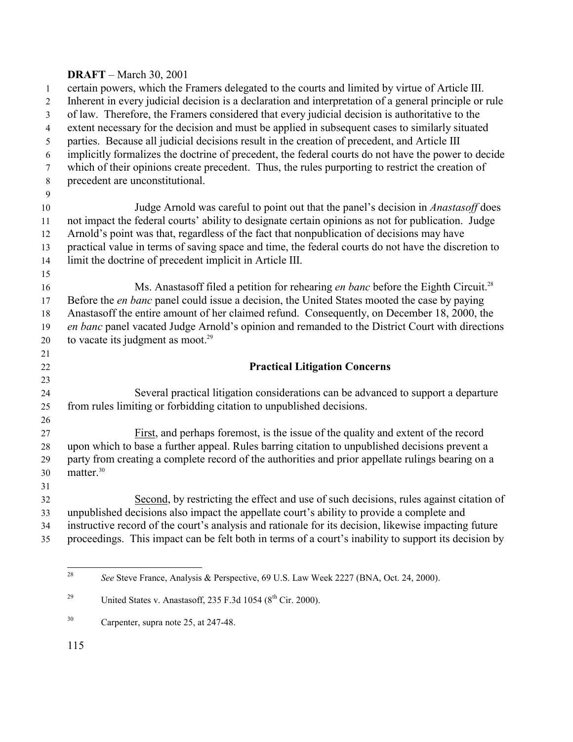certain powers, which the Framers delegated to the courts and limited by virtue of Article III. Inherent in every judicial decision is a declaration and interpretation of a general principle or rule of law. Therefore, the Framers considered that every judicial decision is authoritative to the extent necessary for the decision and must be applied in subsequent cases to similarly situated parties. Because all judicial decisions result in the creation of precedent, and Article III implicitly formalizes the doctrine of precedent, the federal courts do not have the power to decide which of their opinions create precedent. Thus, the rules purporting to restrict the creation of precedent are unconstitutional.

Judge Arnold was careful to point out that the panel's decision in *Anastasoff* does not impact the federal courts' ability to designate certain opinions as not for publication. Judge Arnold's point was that, regardless of the fact that nonpublication of decisions may have practical value in terms of saving space and time, the federal courts do not have the discretion to limit the doctrine of precedent implicit in Article III.

Ms. Anastasoff filed a petition for rehearing *en banc* before the Eighth Circuit.[28] Before the *en banc* panel could issue a decision, the United States mooted the case by paying Anastasoff the entire amount of her claimed refund. Consequently, on December 18, 2000, the *en banc* panel vacated Judge Arnold's opinion and remanded to the District Court with directions to vacate its judgment as moot.[29]

## Practical Litigation Concerns

Several practical litigation considerations can be advanced to support a departure from rules limiting or forbidding citation to unpublished decisions.

First, and perhaps foremost, is the issue of the quality and extent of the record upon which to base a further appeal. Rules barring citation to unpublished decisions prevent a party from creating a complete record of the authorities and prior appellate rulings bearing on a matter.[30]

Second, by restricting the effect and use of such decisions, rules against citation of unpublished decisions also impact the appellate court's ability to provide a complete and instructive record of the court's analysis and rationale for its decision, likewise impacting future proceedings. This impact can be felt both in terms of a court's inability to support its decision by

---

[28] *See* Steve France, Analysis & Perspective, 69 U.S. Law Week 2227 (BNA, Oct. 24, 2000).

[29] United States v. Anastasoff, 235 F.3d 1054 (8th Cir. 2000).

[30] Carpenter, supra note 25, at 247-48.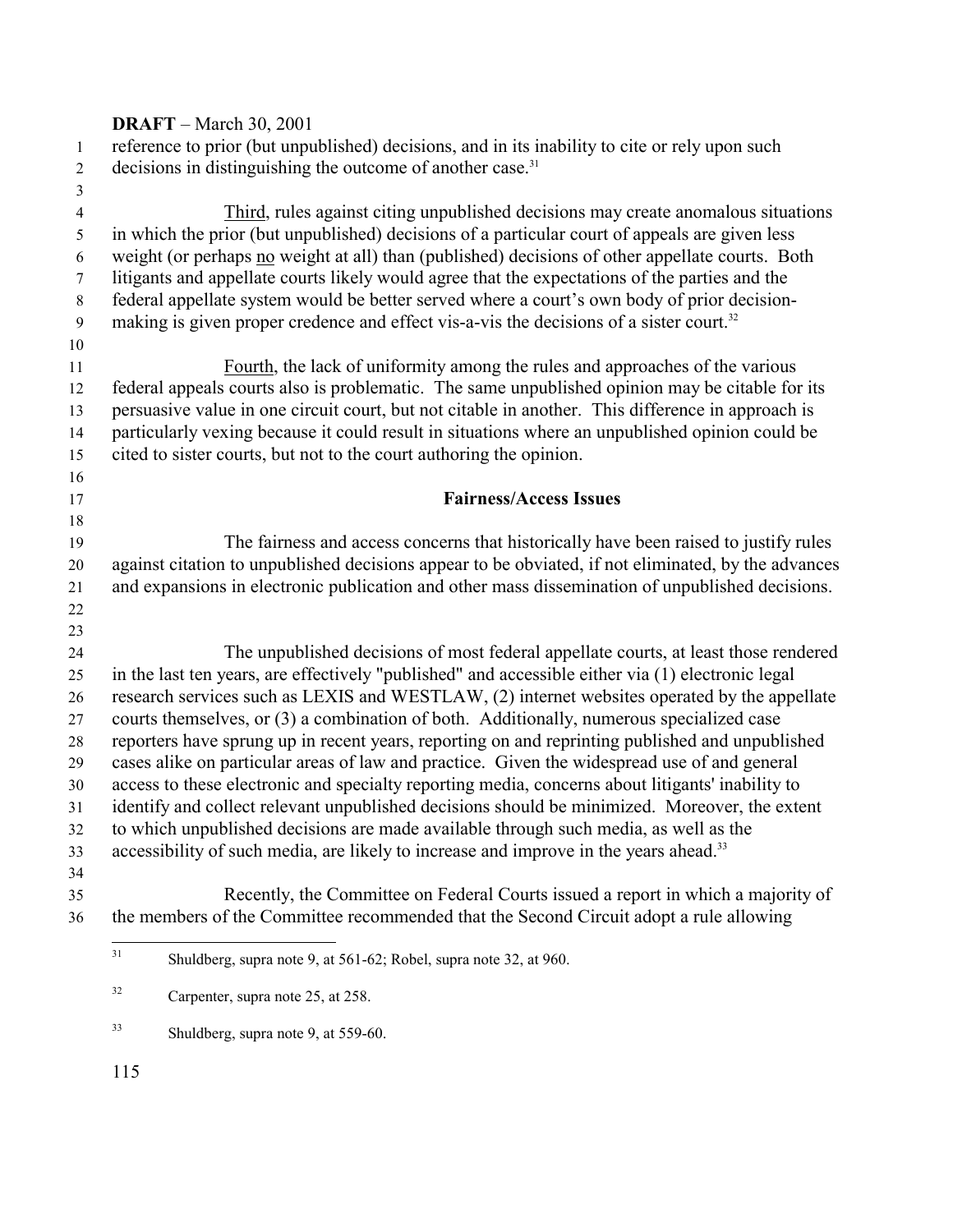reference to prior (but unpublished) decisions, and in its inability to cite or rely upon such decisions in distinguishing the outcome of another case.[31]

Third, rules against citing unpublished decisions may create anomalous situations in which the prior (but unpublished) decisions of a particular court of appeals are given less weight (or perhaps no weight at all) than (published) decisions of other appellate courts. Both litigants and appellate courts likely would agree that the expectations of the parties and the federal appellate system would be better served where a court's own body of prior decision-making is given proper credence and effect vis-a-vis the decisions of a sister court.[32]

Fourth, the lack of uniformity among the rules and approaches of the various federal appeals courts also is problematic. The same unpublished opinion may be citable for its persuasive value in one circuit court, but not citable in another. This difference in approach is particularly vexing because it could result in situations where an unpublished opinion could be cited to sister courts, but not to the court authoring the opinion.

### Fairness/Access Issues

The fairness and access concerns that historically have been raised to justify rules against citation to unpublished decisions appear to be obviated, if not eliminated, by the advances and expansions in electronic publication and other mass dissemination of unpublished decisions.

The unpublished decisions of most federal appellate courts, at least those rendered in the last ten years, are effectively "published" and accessible either via (1) electronic legal research services such as LEXIS and WESTLAW, (2) internet websites operated by the appellate courts themselves, or (3) a combination of both. Additionally, numerous specialized case reporters have sprung up in recent years, reporting on and reprinting published and unpublished cases alike on particular areas of law and practice. Given the widespread use of and general access to these electronic and specialty reporting media, concerns about litigants' inability to identify and collect relevant unpublished decisions should be minimized. Moreover, the extent to which unpublished decisions are made available through such media, as well as the accessibility of such media, are likely to increase and improve in the years ahead.[33]

Recently, the Committee on Federal Courts issued a report in which a majority of the members of the Committee recommended that the Second Circuit adopt a rule allowing

---

[31] Shuldberg, supra note 9, at 561-62; Robel, supra note 32, at 960.

[32] Carpenter, supra note 25, at 258.

[33] Shuldberg, supra note 9, at 559-60.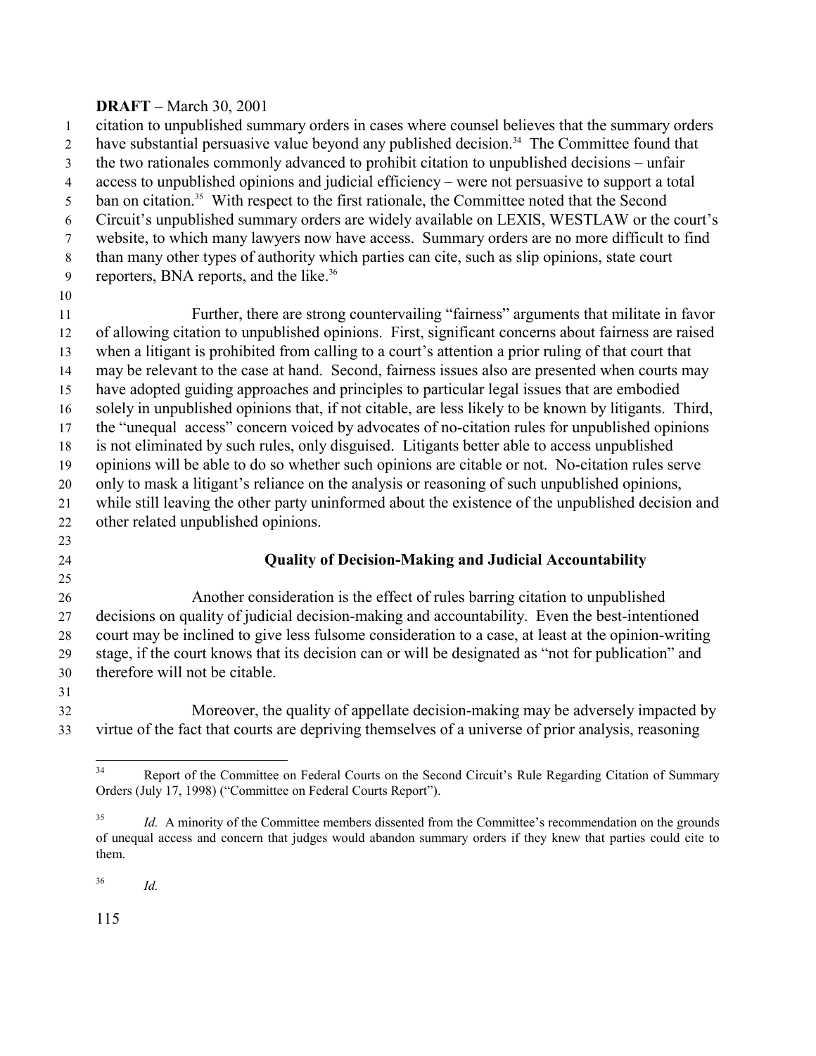citation to unpublished summary orders in cases where counsel believes that the summary orders have substantial persuasive value beyond any published decision.[34] The Committee found that the two rationales commonly advanced to prohibit citation to unpublished decisions – unfair access to unpublished opinions and judicial efficiency – were not persuasive to support a total ban on citation.[35] With respect to the first rationale, the Committee noted that the Second Circuit's unpublished summary orders are widely available on LEXIS, WESTLAW or the court's website, to which many lawyers now have access. Summary orders are no more difficult to find than many other types of authority which parties can cite, such as slip opinions, state court reporters, BNA reports, and the like.[36]

Further, there are strong countervailing "fairness" arguments that militate in favor of allowing citation to unpublished opinions. First, significant concerns about fairness are raised when a litigant is prohibited from calling to a court's attention a prior ruling of that court that may be relevant to the case at hand. Second, fairness issues also are presented when courts may have adopted guiding approaches and principles to particular legal issues that are embodied solely in unpublished opinions that, if not citable, are less likely to be known by litigants. Third, the "unequal access" concern voiced by advocates of no-citation rules for unpublished opinions is not eliminated by such rules, only disguised. Litigants better able to access unpublished opinions will be able to do so whether such opinions are citable or not. No-citation rules serve only to mask a litigant's reliance on the analysis or reasoning of such unpublished opinions, while still leaving the other party uninformed about the existence of the unpublished decision and other related unpublished opinions.

**Quality of Decision-Making and Judicial Accountability**

Another consideration is the effect of rules barring citation to unpublished decisions on quality of judicial decision-making and accountability. Even the best-intentioned court may be inclined to give less fulsome consideration to a case, at least at the opinion-writing stage, if the court knows that its decision can or will be designated as "not for publication" and therefore will not be citable.

Moreover, the quality of appellate decision-making may be adversely impacted by virtue of the fact that courts are depriving themselves of a universe of prior analysis, reasoning

---

[34] Report of the Committee on Federal Courts on the Second Circuit's Rule Regarding Citation of Summary Orders (July 17, 1998) ("Committee on Federal Courts Report").

[35] *Id.* A minority of the Committee members dissented from the Committee's recommendation on the grounds of unequal access and concern that judges would abandon summary orders if they knew that parties could cite to them.

[36] *Id.*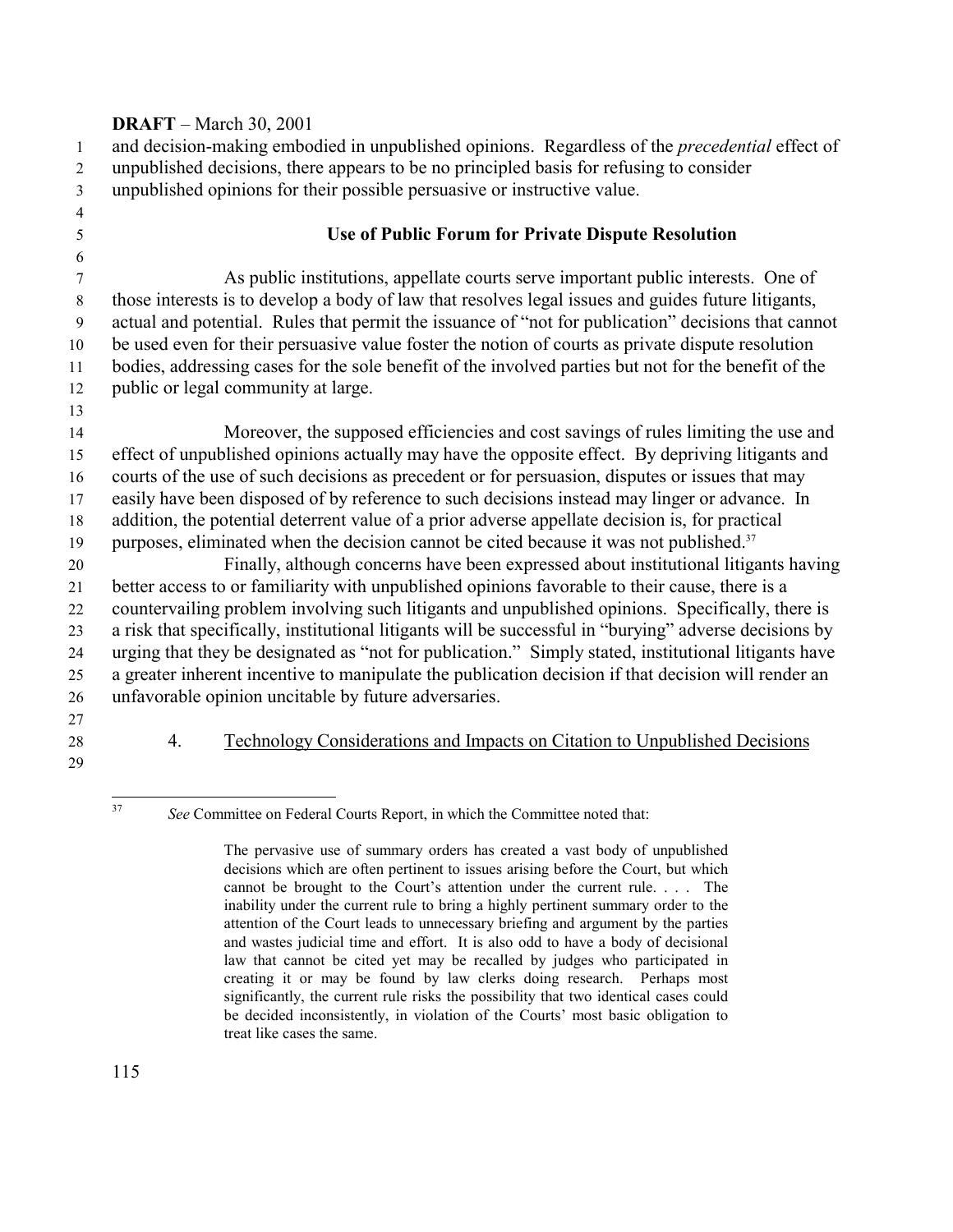and decision-making embodied in unpublished opinions. Regardless of the *precedential* effect of unpublished decisions, there appears to be no principled basis for refusing to consider unpublished opinions for their possible persuasive or instructive value.

### Use of Public Forum for Private Dispute Resolution

As public institutions, appellate courts serve important public interests. One of those interests is to develop a body of law that resolves legal issues and guides future litigants, actual and potential. Rules that permit the issuance of "not for publication" decisions that cannot be used even for their persuasive value foster the notion of courts as private dispute resolution bodies, addressing cases for the sole benefit of the involved parties but not for the benefit of the public or legal community at large.

Moreover, the supposed efficiencies and cost savings of rules limiting the use and effect of unpublished opinions actually may have the opposite effect. By depriving litigants and courts of the use of such decisions as precedent or for persuasion, disputes or issues that may easily have been disposed of by reference to such decisions instead may linger or advance. In addition, the potential deterrent value of a prior adverse appellate decision is, for practical purposes, eliminated when the decision cannot be cited because it was not published.[37]

Finally, although concerns have been expressed about institutional litigants having better access to or familiarity with unpublished opinions favorable to their cause, there is a countervailing problem involving such litigants and unpublished opinions. Specifically, there is a risk that specifically, institutional litigants will be successful in "burying" adverse decisions by urging that they be designated as "not for publication." Simply stated, institutional litigants have a greater inherent incentive to manipulate the publication decision if that decision will render an unfavorable opinion uncitable by future adversaries.

4. Technology Considerations and Impacts on Citation to Unpublished Decisions

---

[37] *See* Committee on Federal Courts Report, in which the Committee noted that:

> The pervasive use of summary orders has created a vast body of unpublished decisions which are often pertinent to issues arising before the Court, but which cannot be brought to the Court's attention under the current rule. . . . The inability under the current rule to bring a highly pertinent summary order to the attention of the Court leads to unnecessary briefing and argument by the parties and wastes judicial time and effort. It is also odd to have a body of decisional law that cannot be cited yet may be recalled by judges who participated in creating it or may be found by law clerks doing research. Perhaps most significantly, the current rule risks the possibility that two identical cases could be decided inconsistently, in violation of the Courts' most basic obligation to treat like cases the same.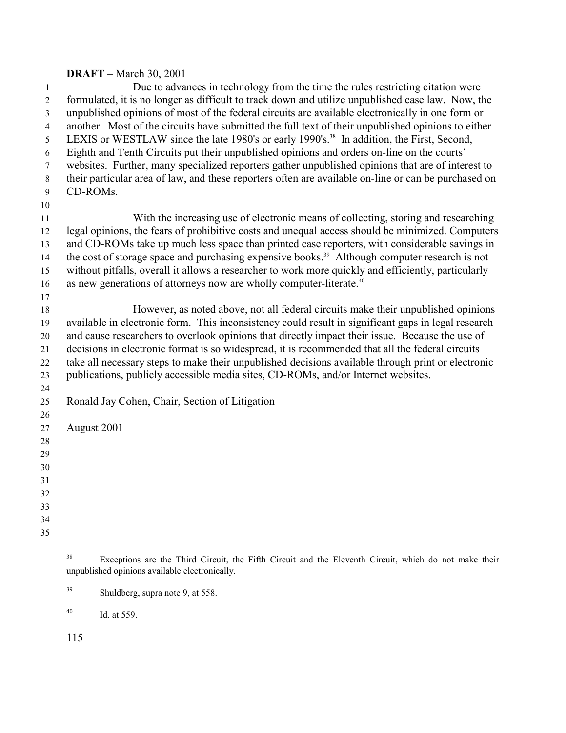Due to advances in technology from the time the rules restricting citation were formulated, it is no longer as difficult to track down and utilize unpublished case law. Now, the unpublished opinions of most of the federal circuits are available electronically in one form or another. Most of the circuits have submitted the full text of their unpublished opinions to either LEXIS or WESTLAW since the late 1980's or early 1990's.[38] In addition, the First, Second, Eighth and Tenth Circuits put their unpublished opinions and orders on-line on the courts' websites. Further, many specialized reporters gather unpublished opinions that are of interest to their particular area of law, and these reporters often are available on-line or can be purchased on CD-ROMs.

With the increasing use of electronic means of collecting, storing and researching legal opinions, the fears of prohibitive costs and unequal access should be minimized. Computers and CD-ROMs take up much less space than printed case reporters, with considerable savings in the cost of storage space and purchasing expensive books.[39] Although computer research is not without pitfalls, overall it allows a researcher to work more quickly and efficiently, particularly as new generations of attorneys now are wholly computer-literate.[40]

However, as noted above, not all federal circuits make their unpublished opinions available in electronic form. This inconsistency could result in significant gaps in legal research and cause researchers to overlook opinions that directly impact their issue. Because the use of decisions in electronic format is so widespread, it is recommended that all the federal circuits take all necessary steps to make their unpublished decisions available through print or electronic publications, publicly accessible media sites, CD-ROMs, and/or Internet websites.

Ronald Jay Cohen, Chair, Section of Litigation

August 2001

---

[38] Exceptions are the Third Circuit, the Fifth Circuit and the Eleventh Circuit, which do not make their unpublished opinions available electronically.

[39] Shuldberg, supra note 9, at 558.

[40] Id. at 559.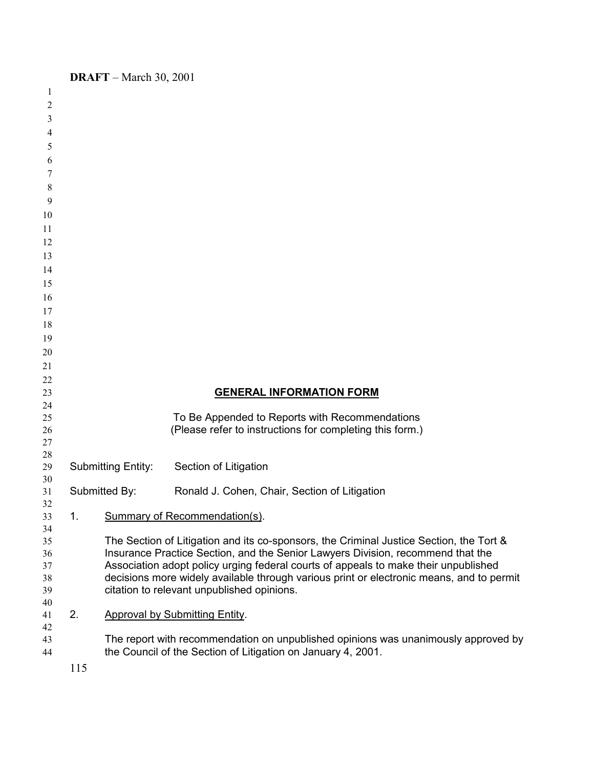**DRAFT** – March 30, 2001

## GENERAL INFORMATION FORM

To Be Appended to Reports with Recommendations
(Please refer to instructions for completing this form.)

Submitting Entity: Section of Litigation

Submitted By: Ronald J. Cohen, Chair, Section of Litigation

1. Summary of Recommendation(s).

   The Section of Litigation and its co-sponsors, the Criminal Justice Section, the Tort & Insurance Practice Section, and the Senior Lawyers Division, recommend that the Association adopt policy urging federal courts of appeals to make their unpublished decisions more widely available through various print or electronic means, and to permit citation to relevant unpublished opinions.

2. Approval by Submitting Entity.

   The report with recommendation on unpublished opinions was unanimously approved by the Council of the Section of Litigation on January 4, 2001.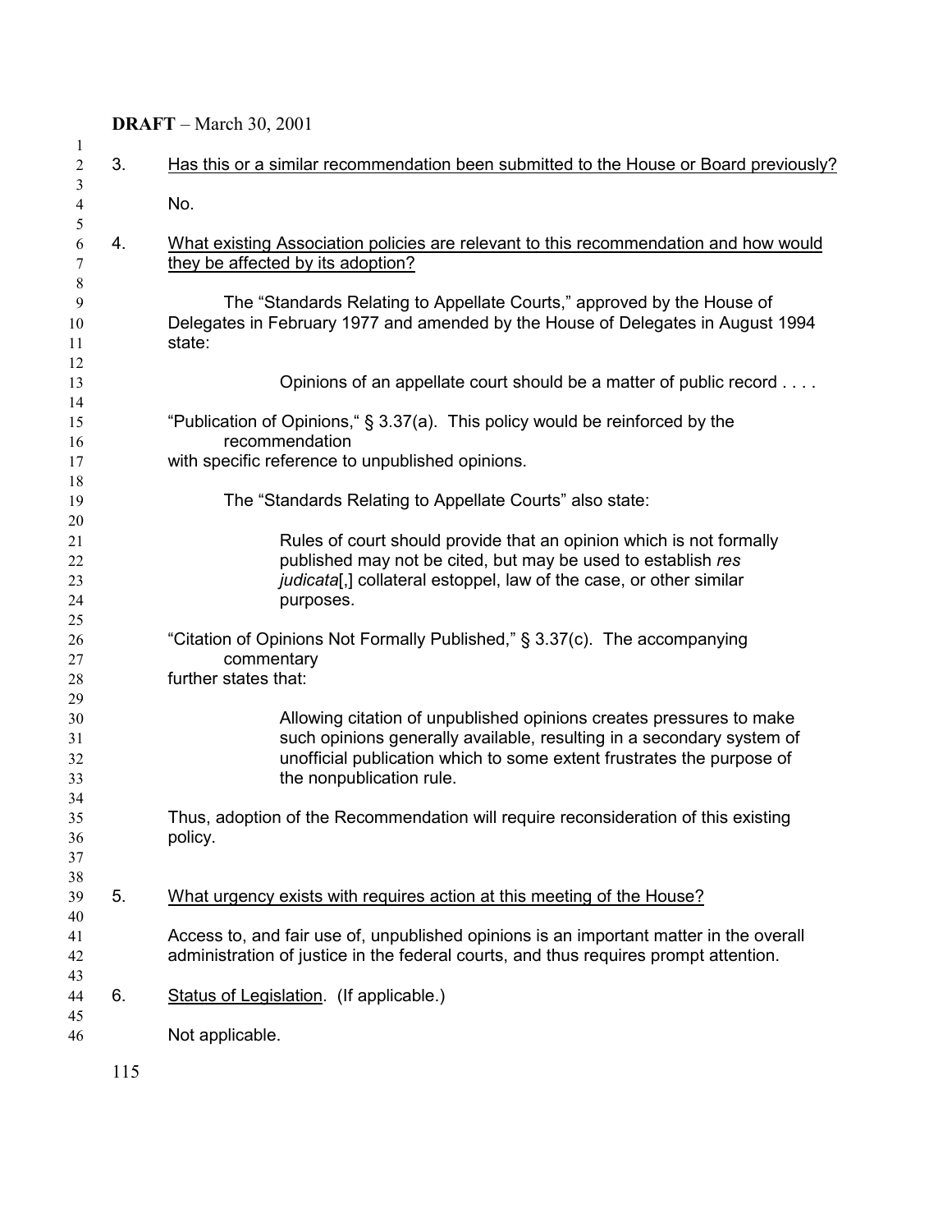3. Has this or a similar recommendation been submitted to the House or Board previously?

No.

4. What existing Association policies are relevant to this recommendation and how would they be affected by its adoption?

The "Standards Relating to Appellate Courts," approved by the House of Delegates in February 1977 and amended by the House of Delegates in August 1994 state:

> Opinions of an appellate court should be a matter of public record . . . .

"Publication of Opinions," § 3.37(a). This policy would be reinforced by the recommendation with specific reference to unpublished opinions.

The "Standards Relating to Appellate Courts" also state:

> Rules of court should provide that an opinion which is not formally published may not be cited, but may be used to establish *res judicata*[,] collateral estoppel, law of the case, or other similar purposes.

"Citation of Opinions Not Formally Published," § 3.37(c). The accompanying commentary further states that:

> Allowing citation of unpublished opinions creates pressures to make such opinions generally available, resulting in a secondary system of unofficial publication which to some extent frustrates the purpose of the nonpublication rule.

Thus, adoption of the Recommendation will require reconsideration of this existing policy.

5. What urgency exists with requires action at this meeting of the House?

Access to, and fair use of, unpublished opinions is an important matter in the overall administration of justice in the federal courts, and thus requires prompt attention.

6. Status of Legislation. (If applicable.)

Not applicable.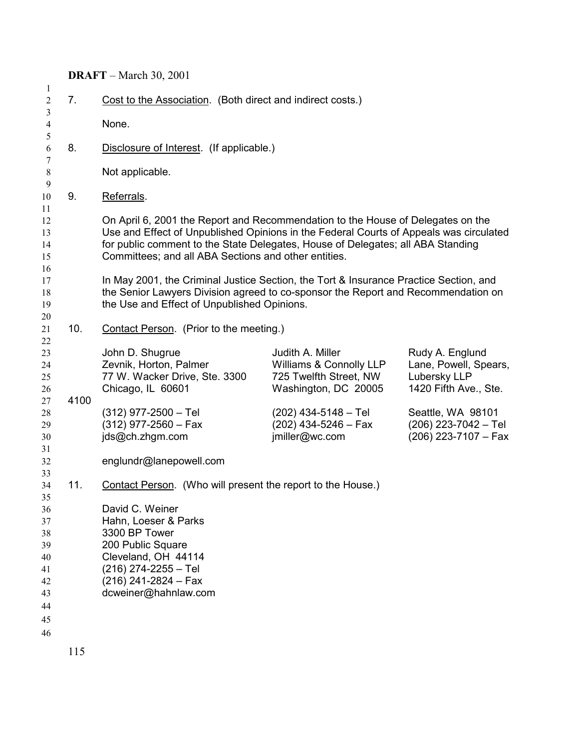**DRAFT** – March 30, 2001

7. Cost to the Association. (Both direct and indirect costs.)

   None.

8. Disclosure of Interest. (If applicable.)

   Not applicable.

9. Referrals.

   On April 6, 2001 the Report and Recommendation to the House of Delegates on the Use and Effect of Unpublished Opinions in the Federal Courts of Appeals was circulated for public comment to the State Delegates, House of Delegates; all ABA Standing Committees; and all ABA Sections and other entities.

   In May 2001, the Criminal Justice Section, the Tort & Insurance Practice Section, and the Senior Lawyers Division agreed to co-sponsor the Report and Recommendation on the Use and Effect of Unpublished Opinions.

10. Contact Person. (Prior to the meeting.)

John D. Shugrue
Zevnik, Horton, Palmer
77 W. Wacker Drive, Ste. 3300
Chicago, IL 60601
(312) 977-2500 – Tel
(312) 977-2560 – Fax
jds@ch.zhgm.com

Judith A. Miller
Williams & Connolly LLP
725 Twelfth Street, NW
Washington, DC 20005
(202) 434-5148 – Tel
(202) 434-5246 – Fax
jmiller@wc.com

Rudy A. Englund
Lane, Powell, Spears, Lubersky LLP
1420 Fifth Ave., Ste. 4100
Seattle, WA 98101
(206) 223-7042 – Tel
(206) 223-7107 – Fax
englundr@lanepowell.com

11. Contact Person. (Who will present the report to the House.)

David C. Weiner
Hahn, Loeser & Parks
3300 BP Tower
200 Public Square
Cleveland, OH 44114
(216) 274-2255 – Tel
(216) 241-2824 – Fax
dcweiner@hahnlaw.com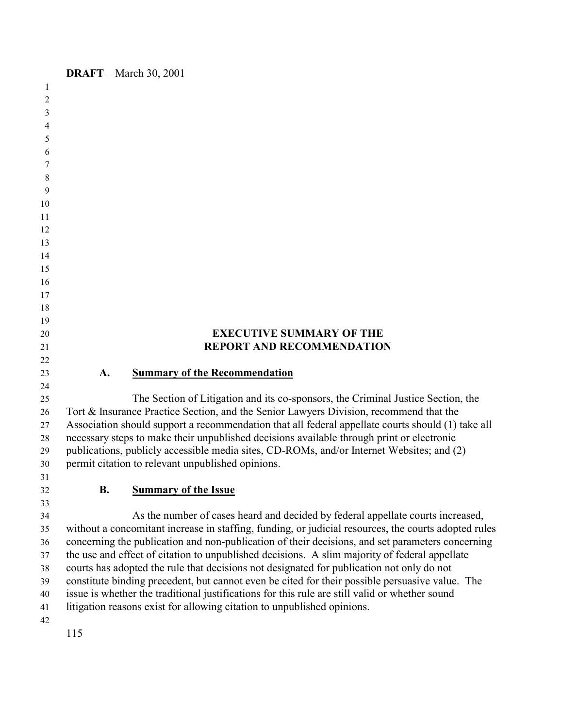**DRAFT** – March 30, 2001

# EXECUTIVE SUMMARY OF THE REPORT AND RECOMMENDATION

## A. Summary of the Recommendation

The Section of Litigation and its co-sponsors, the Criminal Justice Section, the Tort & Insurance Practice Section, and the Senior Lawyers Division, recommend that the Association should support a recommendation that all federal appellate courts should (1) take all necessary steps to make their unpublished decisions available through print or electronic publications, publicly accessible media sites, CD-ROMs, and/or Internet Websites; and (2) permit citation to relevant unpublished opinions.

## B. Summary of the Issue

As the number of cases heard and decided by federal appellate courts increased, without a concomitant increase in staffing, funding, or judicial resources, the courts adopted rules concerning the publication and non-publication of their decisions, and set parameters concerning the use and effect of citation to unpublished decisions. A slim majority of federal appellate courts has adopted the rule that decisions not designated for publication not only do not constitute binding precedent, but cannot even be cited for their possible persuasive value. The issue is whether the traditional justifications for this rule are still valid or whether sound litigation reasons exist for allowing citation to unpublished opinions.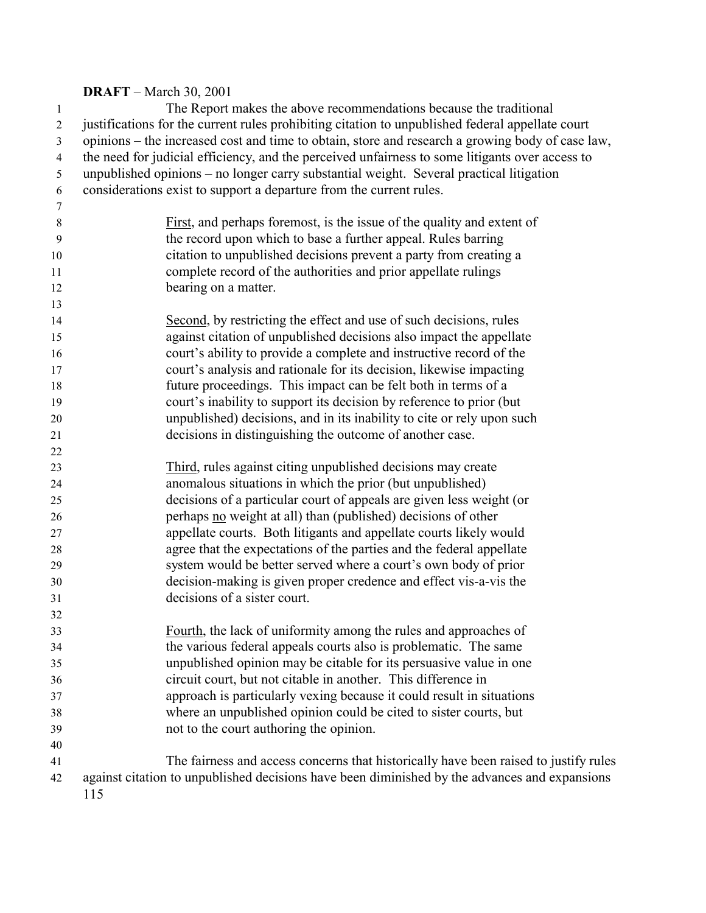The Report makes the above recommendations because the traditional justifications for the current rules prohibiting citation to unpublished federal appellate court opinions – the increased cost and time to obtain, store and research a growing body of case law, the need for judicial efficiency, and the perceived unfairness to some litigants over access to unpublished opinions – no longer carry substantial weight. Several practical litigation considerations exist to support a departure from the current rules.

> First, and perhaps foremost, is the issue of the quality and extent of the record upon which to base a further appeal. Rules barring citation to unpublished decisions prevent a party from creating a complete record of the authorities and prior appellate rulings bearing on a matter.
>
> Second, by restricting the effect and use of such decisions, rules against citation of unpublished decisions also impact the appellate court's ability to provide a complete and instructive record of the court's analysis and rationale for its decision, likewise impacting future proceedings. This impact can be felt both in terms of a court's inability to support its decision by reference to prior (but unpublished) decisions, and in its inability to cite or rely upon such decisions in distinguishing the outcome of another case.
>
> Third, rules against citing unpublished decisions may create anomalous situations in which the prior (but unpublished) decisions of a particular court of appeals are given less weight (or perhaps no weight at all) than (published) decisions of other appellate courts. Both litigants and appellate courts likely would agree that the expectations of the parties and the federal appellate system would be better served where a court's own body of prior decision-making is given proper credence and effect vis-a-vis the decisions of a sister court.
>
> Fourth, the lack of uniformity among the rules and approaches of the various federal appeals courts also is problematic. The same unpublished opinion may be citable for its persuasive value in one circuit court, but not citable in another. This difference in approach is particularly vexing because it could result in situations where an unpublished opinion could be cited to sister courts, but not to the court authoring the opinion.

The fairness and access concerns that historically have been raised to justify rules against citation to unpublished decisions have been diminished by the advances and expansions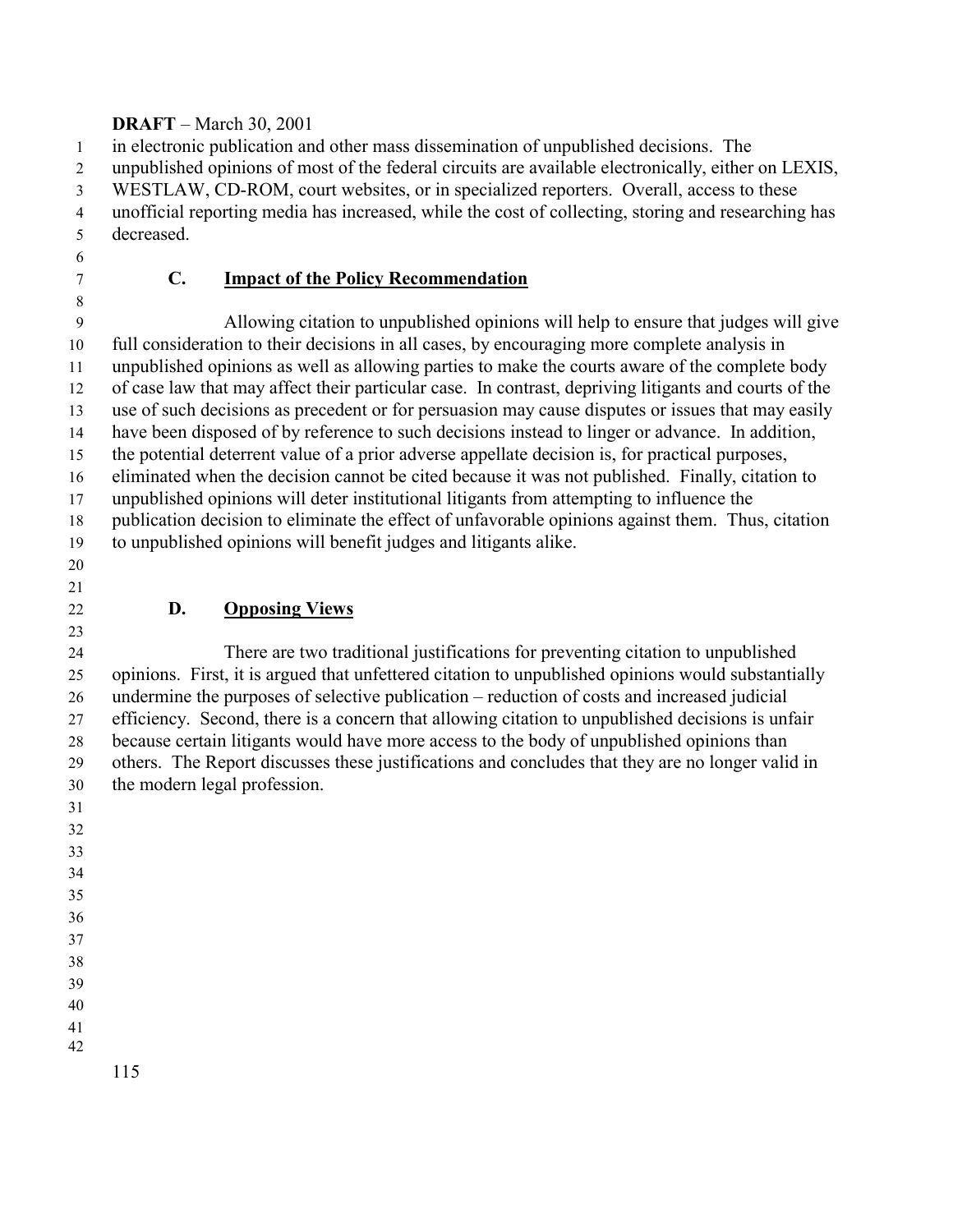in electronic publication and other mass dissemination of unpublished decisions. The unpublished opinions of most of the federal circuits are available electronically, either on LEXIS, WESTLAW, CD-ROM, court websites, or in specialized reporters. Overall, access to these unofficial reporting media has increased, while the cost of collecting, storing and researching has decreased.

### C. Impact of the Policy Recommendation

Allowing citation to unpublished opinions will help to ensure that judges will give full consideration to their decisions in all cases, by encouraging more complete analysis in unpublished opinions as well as allowing parties to make the courts aware of the complete body of case law that may affect their particular case. In contrast, depriving litigants and courts of the use of such decisions as precedent or for persuasion may cause disputes or issues that may easily have been disposed of by reference to such decisions instead to linger or advance. In addition, the potential deterrent value of a prior adverse appellate decision is, for practical purposes, eliminated when the decision cannot be cited because it was not published. Finally, citation to unpublished opinions will deter institutional litigants from attempting to influence the publication decision to eliminate the effect of unfavorable opinions against them. Thus, citation to unpublished opinions will benefit judges and litigants alike.

### D. Opposing Views

There are two traditional justifications for preventing citation to unpublished opinions. First, it is argued that unfettered citation to unpublished opinions would substantially undermine the purposes of selective publication – reduction of costs and increased judicial efficiency. Second, there is a concern that allowing citation to unpublished decisions is unfair because certain litigants would have more access to the body of unpublished opinions than others. The Report discusses these justifications and concludes that they are no longer valid in the modern legal profession.